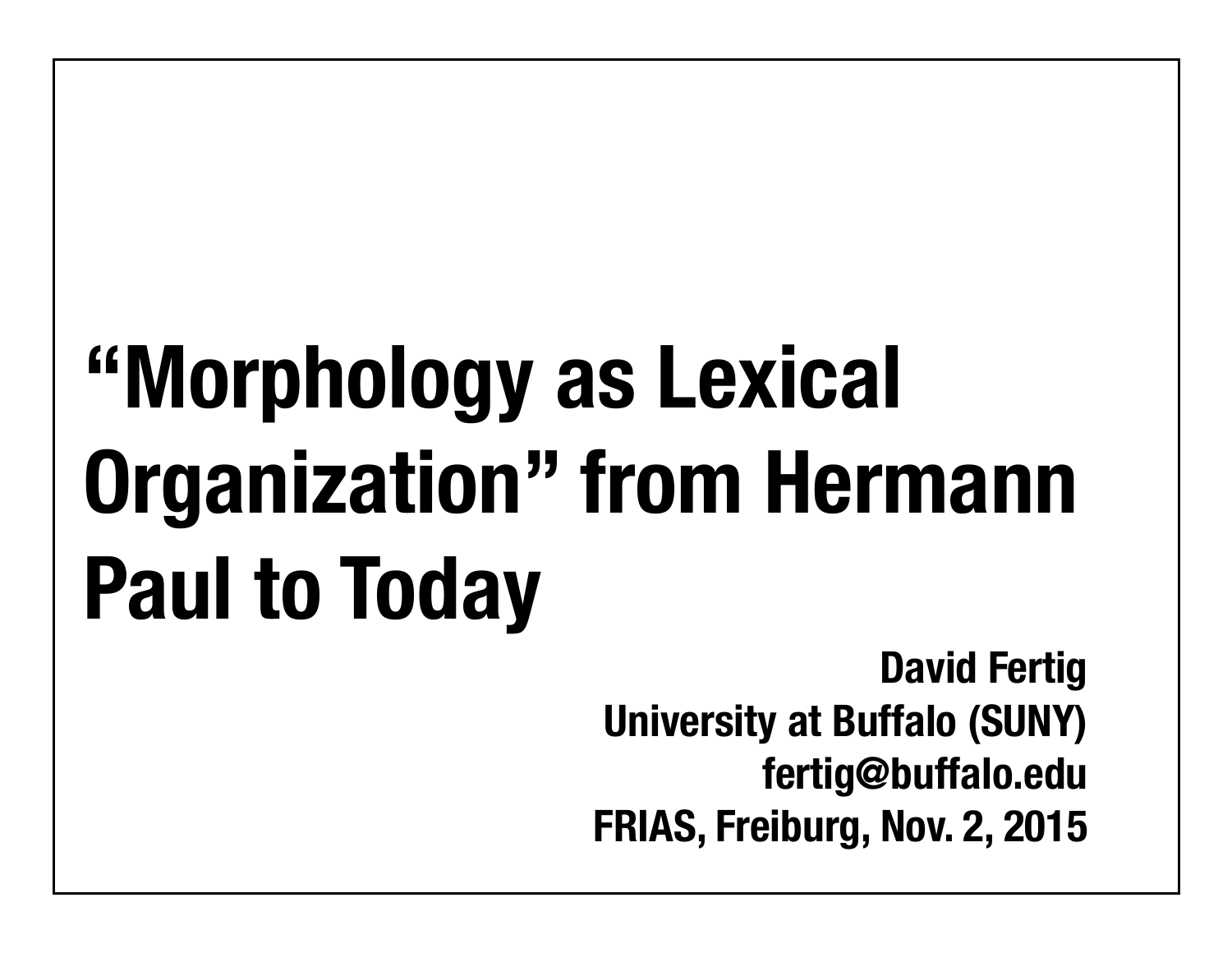# "Morphology as Lexical Organization" from Hermann Paul to Today

**David Fertig**
**University at Buffalo (SUNY)**
**fertig@buffalo.edu**
**FRIAS, Freiburg, Nov. 2, 2015**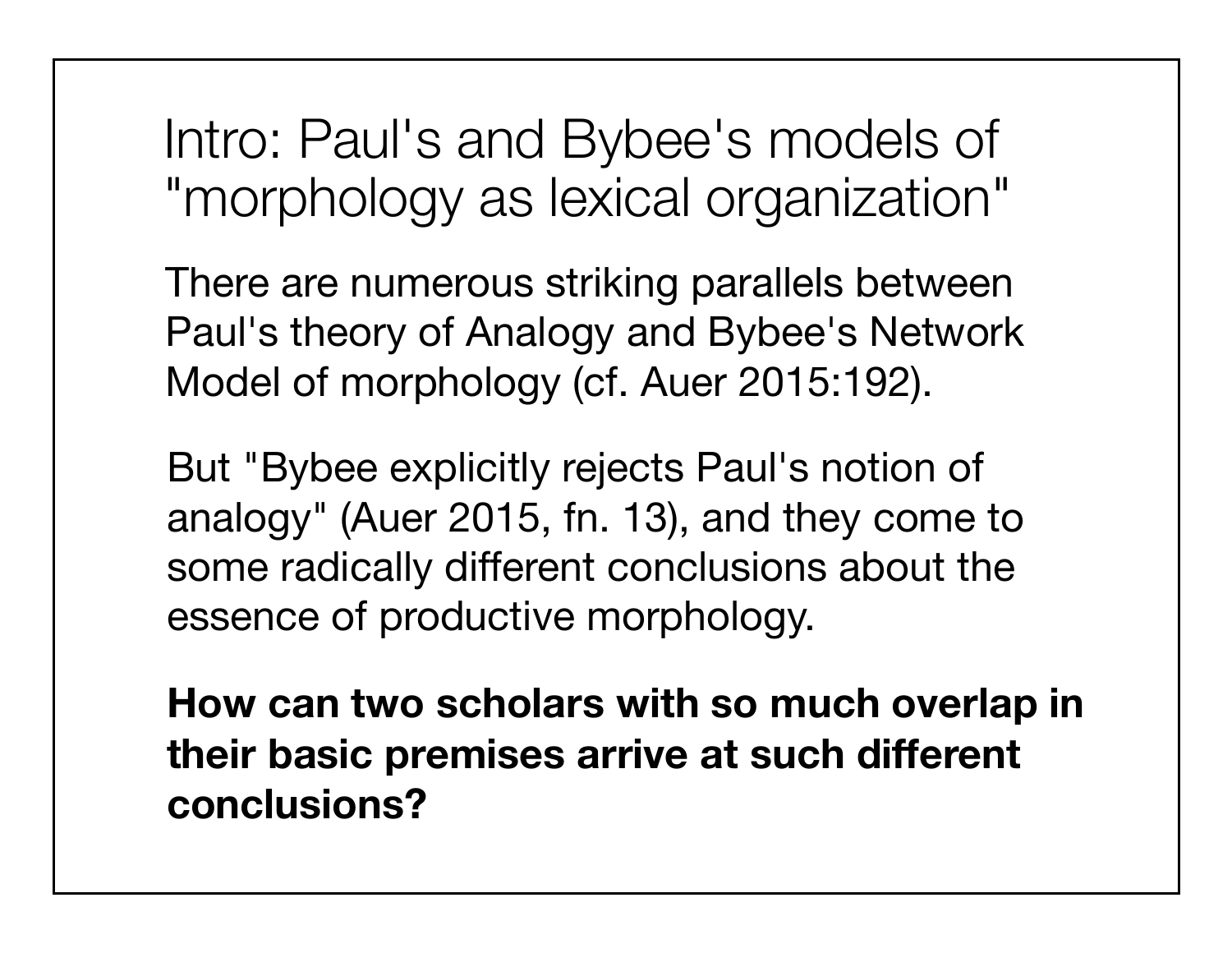# Intro: Paul's and Bybee's models of "morphology as lexical organization"

There are numerous striking parallels between Paul's theory of Analogy and Bybee's Network Model of morphology (cf. Auer 2015:192).

But "Bybee explicitly rejects Paul's notion of analogy" (Auer 2015, fn. 13), and they come to some radically different conclusions about the essence of productive morphology.

**How can two scholars with so much overlap in their basic premises arrive at such different conclusions?**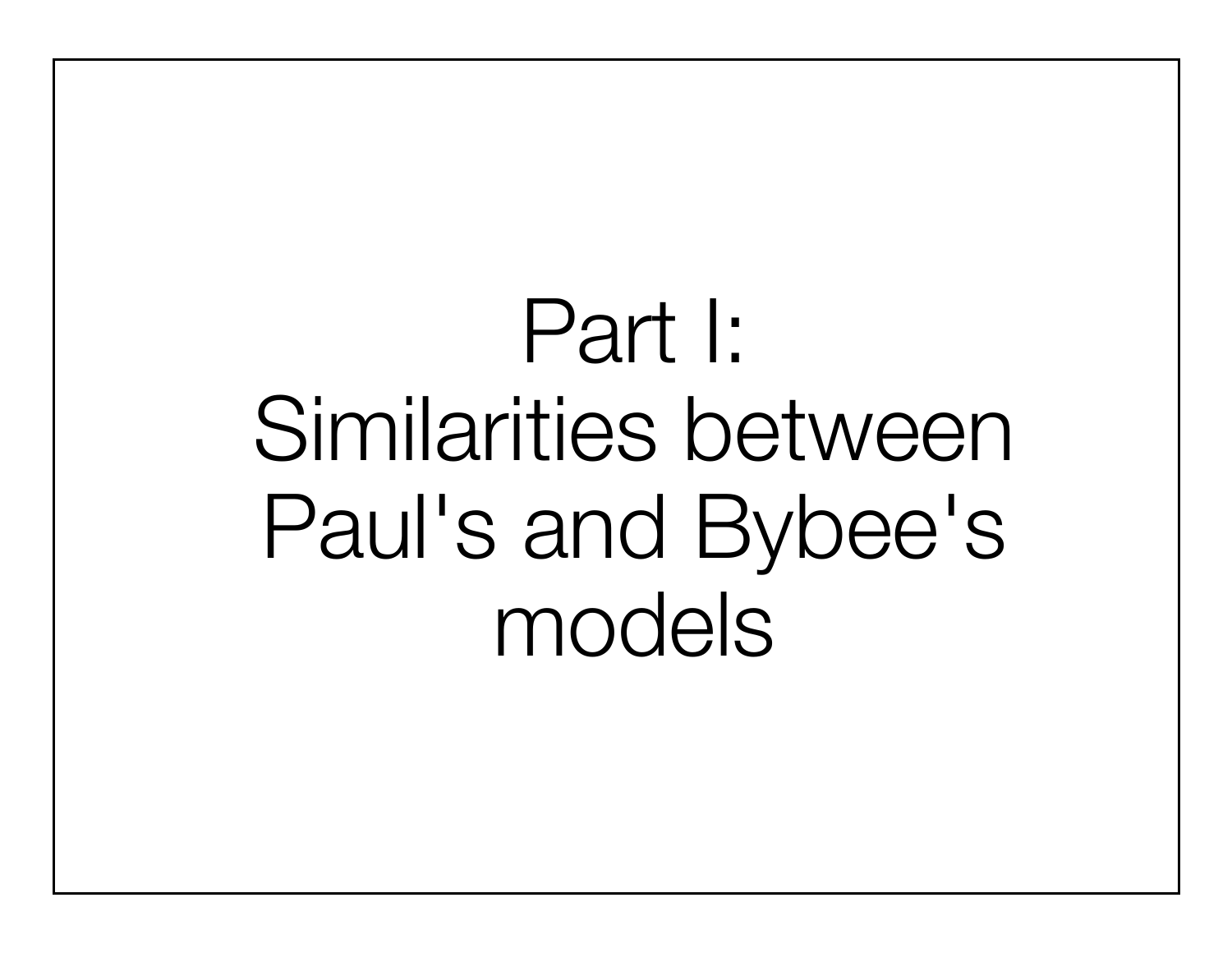# Part I: Similarities between Paul's and Bybee's models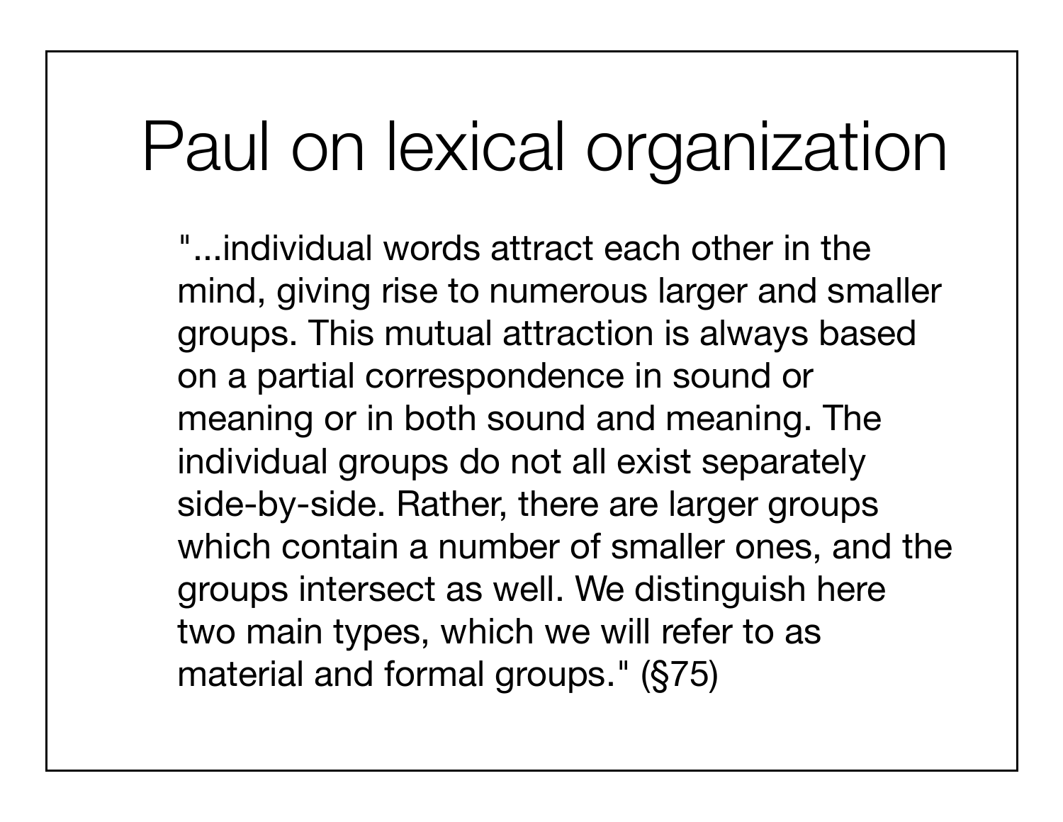# Paul on lexical organization

"...individual words attract each other in the mind, giving rise to numerous larger and smaller groups. This mutual attraction is always based on a partial correspondence in sound or meaning or in both sound and meaning. The individual groups do not all exist separately side-by-side. Rather, there are larger groups which contain a number of smaller ones, and the groups intersect as well. We distinguish here two main types, which we will refer to as material and formal groups." (§75)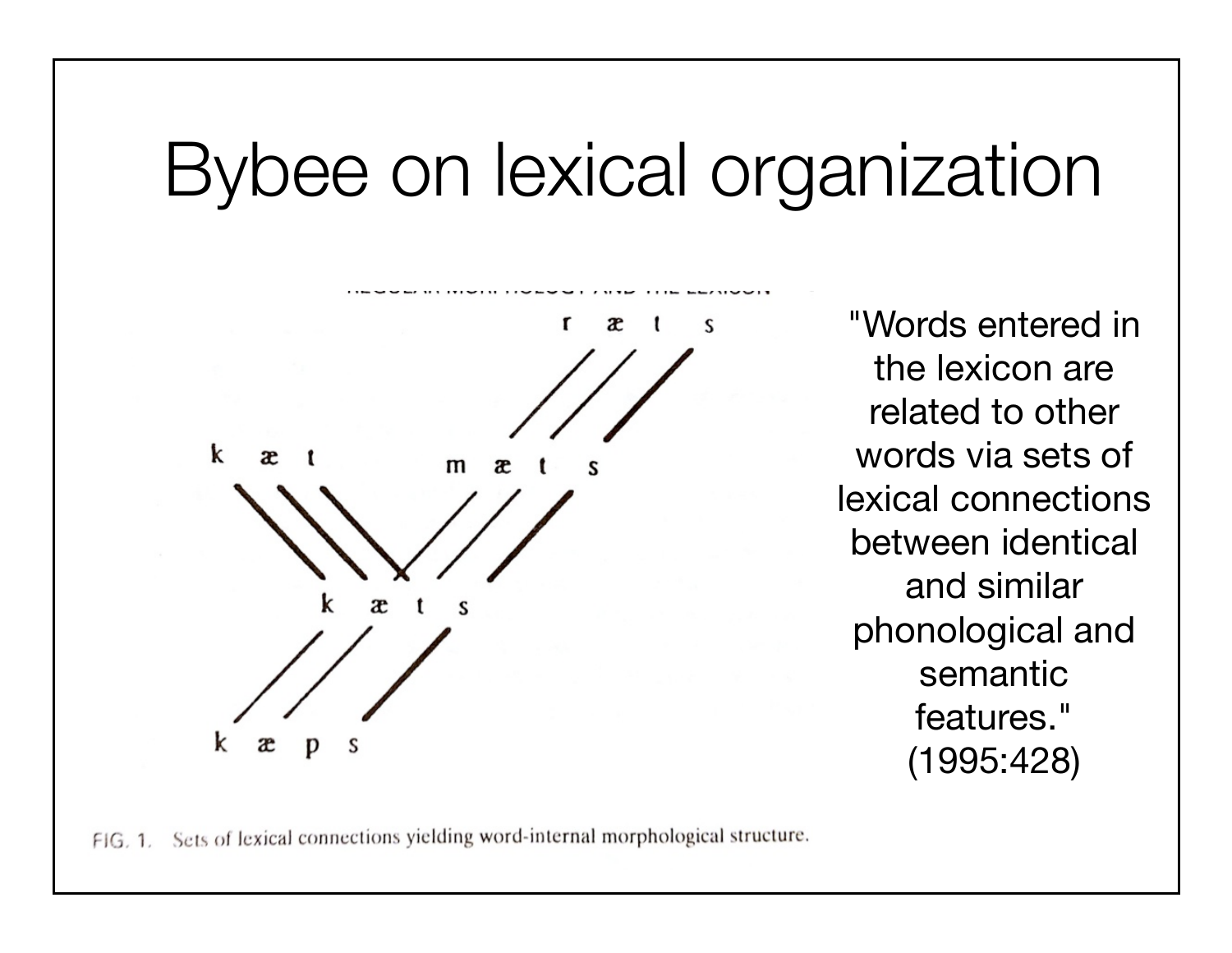# Bybee on lexical organization

r æ t s

k æ t    m æ t s

k æ t s

k æ p s

FIG. 1. Sets of lexical connections yielding word-internal morphological structure.

"Words entered in the lexicon are related to other words via sets of lexical connections between identical and similar phonological and semantic features." (1995:428)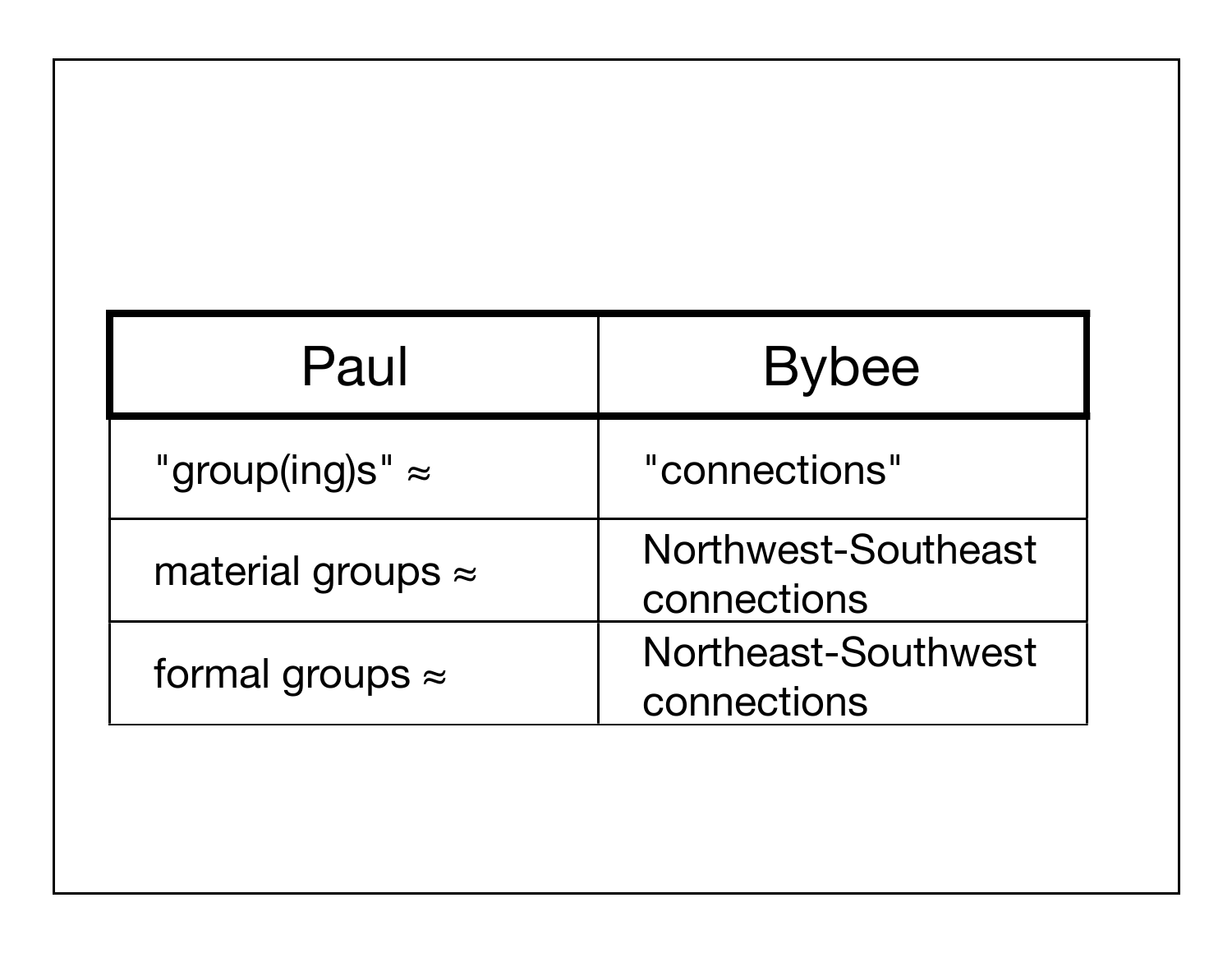| Paul | Bybee |
|---|---|
| "group(ing)s" ≈ | "connections" |
| material groups ≈ | Northwest-Southeast connections |
| formal groups ≈ | Northeast-Southwest connections |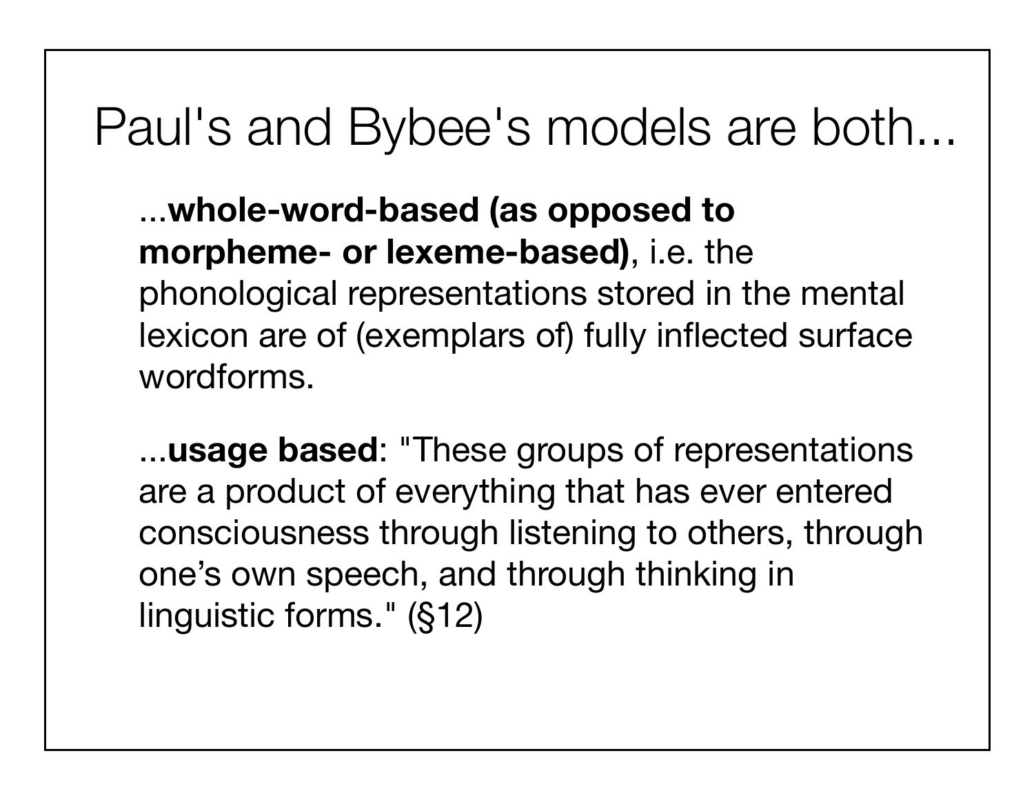# Paul's and Bybee's models are both...

...**whole-word-based (as opposed to morpheme- or lexeme-based)**, i.e. the phonological representations stored in the mental lexicon are of (exemplars of) fully inflected surface wordforms.

...**usage based**: "These groups of representations are a product of everything that has ever entered consciousness through listening to others, through one's own speech, and through thinking in linguistic forms." (§12)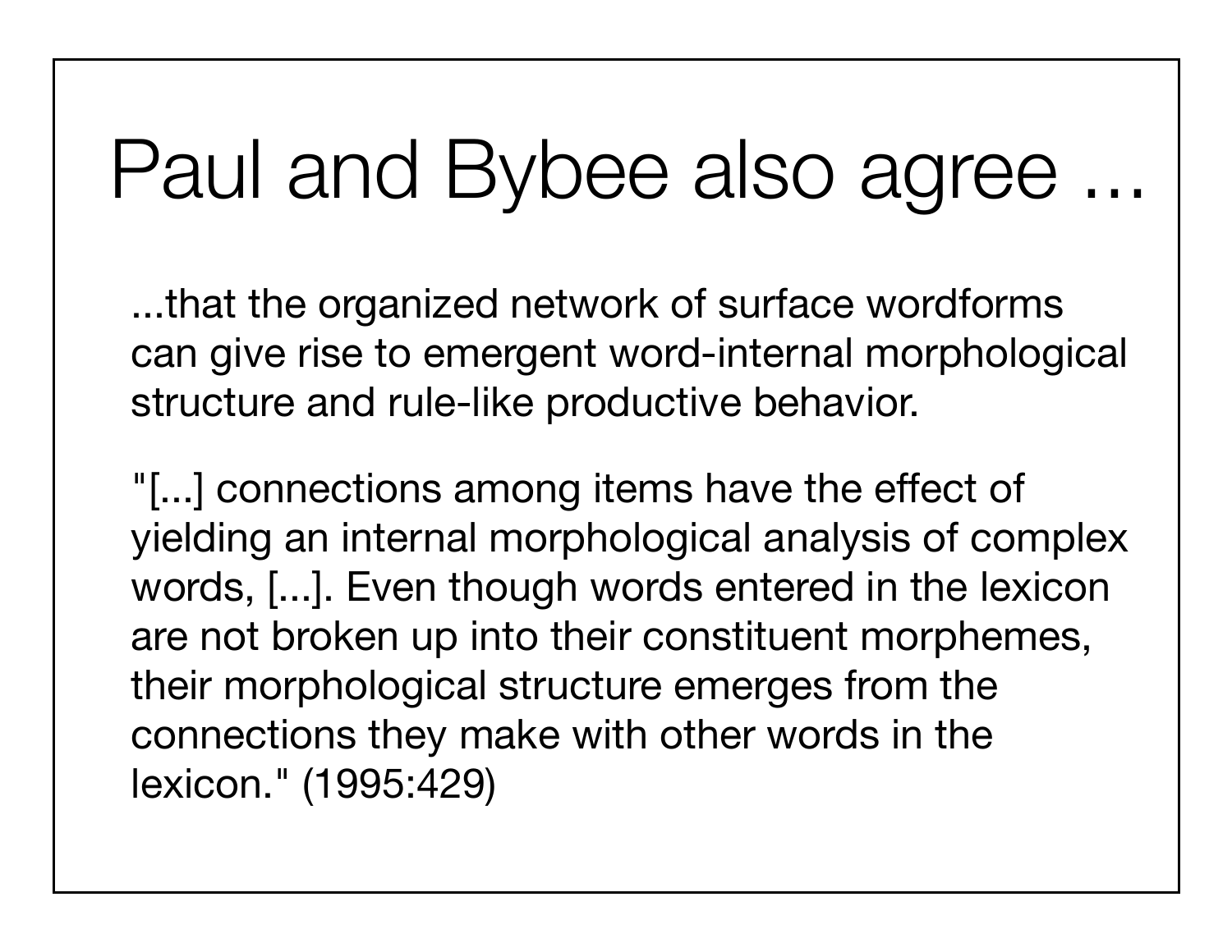# Paul and Bybee also agree ...

...that the organized network of surface wordforms can give rise to emergent word-internal morphological structure and rule-like productive behavior.

"[...] connections among items have the effect of yielding an internal morphological analysis of complex words, [...]. Even though words entered in the lexicon are not broken up into their constituent morphemes, their morphological structure emerges from the connections they make with other words in the lexicon." (1995:429)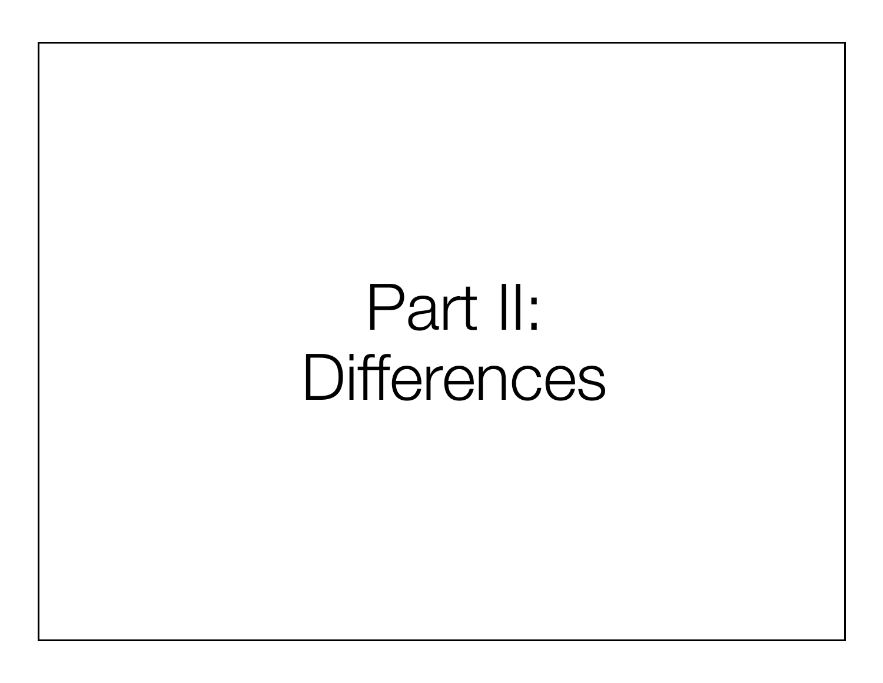# Part II: Differences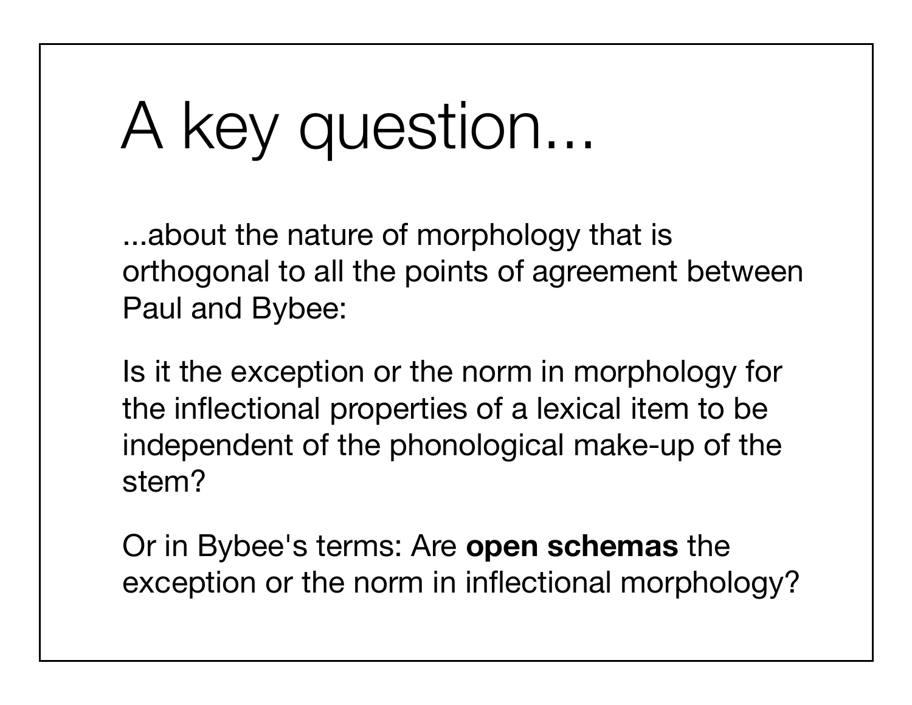# A key question...

...about the nature of morphology that is orthogonal to all the points of agreement between Paul and Bybee:

Is it the exception or the norm in morphology for the inflectional properties of a lexical item to be independent of the phonological make-up of the stem?

Or in Bybee's terms: Are **open schemas** the exception or the norm in inflectional morphology?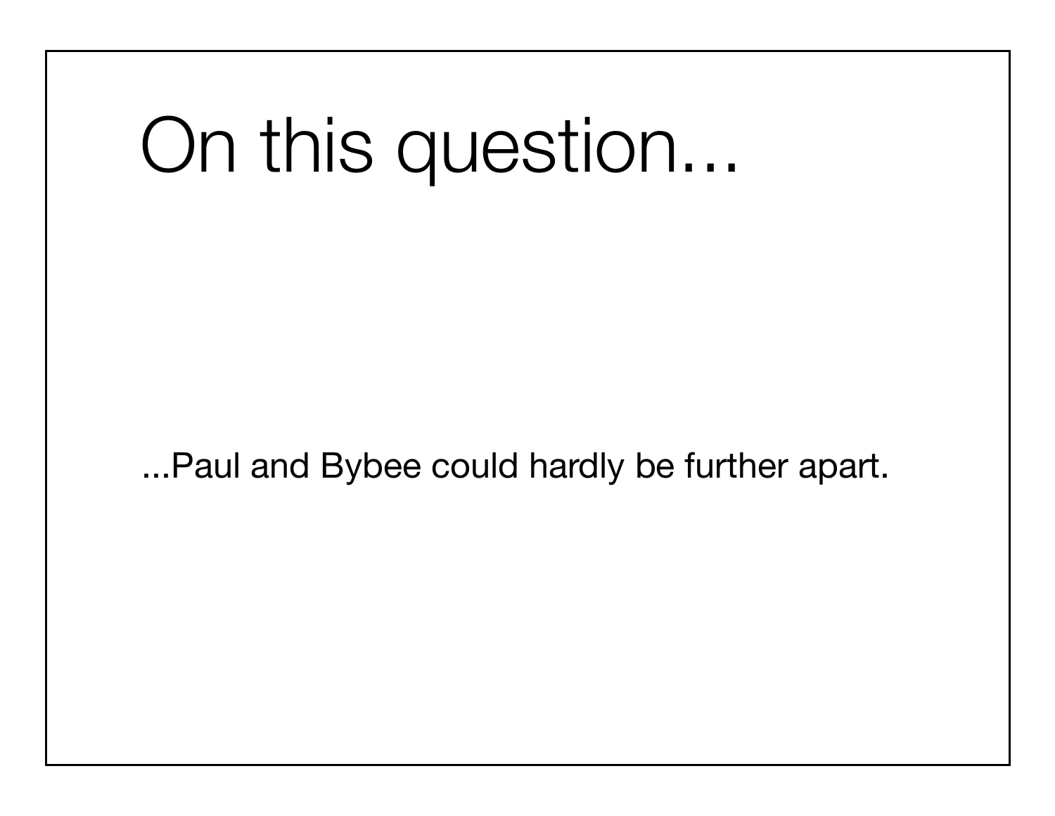# On this question...

...Paul and Bybee could hardly be further apart.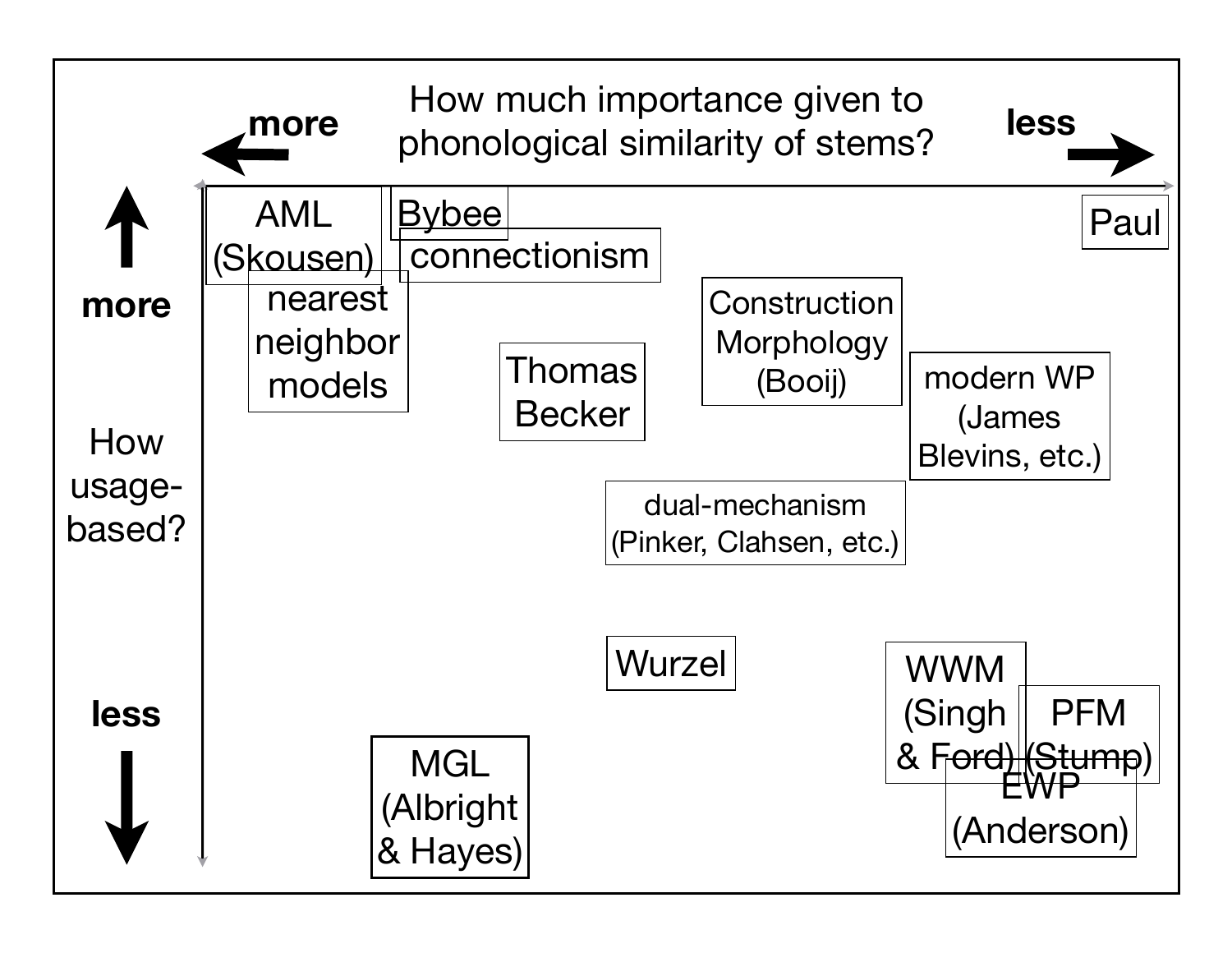How much importance given to phonological similarity of stems?

**more** ← → **less**

How usage-based?

**more** ↑ ↓ **less**

AML (Skousen)

Bybee

connectionism

nearest neighbor models

Paul

Construction Morphology (Booij)

Thomas Becker

modern WP (James Blevins, etc.)

dual-mechanism (Pinker, Clahsen, etc.)

Wurzel

WWM (Singh & Ford)

PFM (Stump)

EWP (Anderson)

MGL (Albright & Hayes)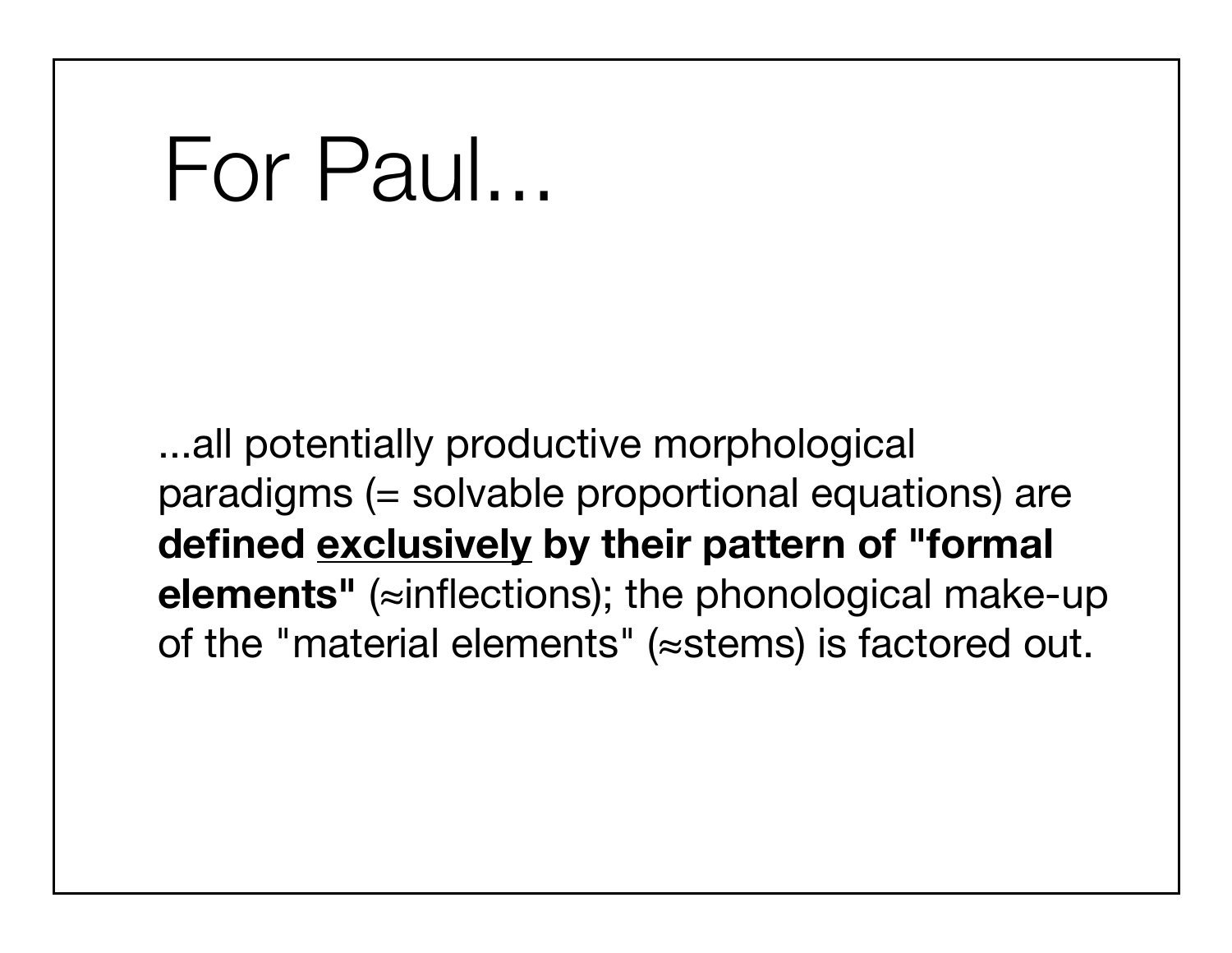# For Paul...

...all potentially productive morphological paradigms (= solvable proportional equations) are **defined <u>exclusively</u> by their pattern of "formal elements"** (≈inflections); the phonological make-up of the "material elements" (≈stems) is factored out.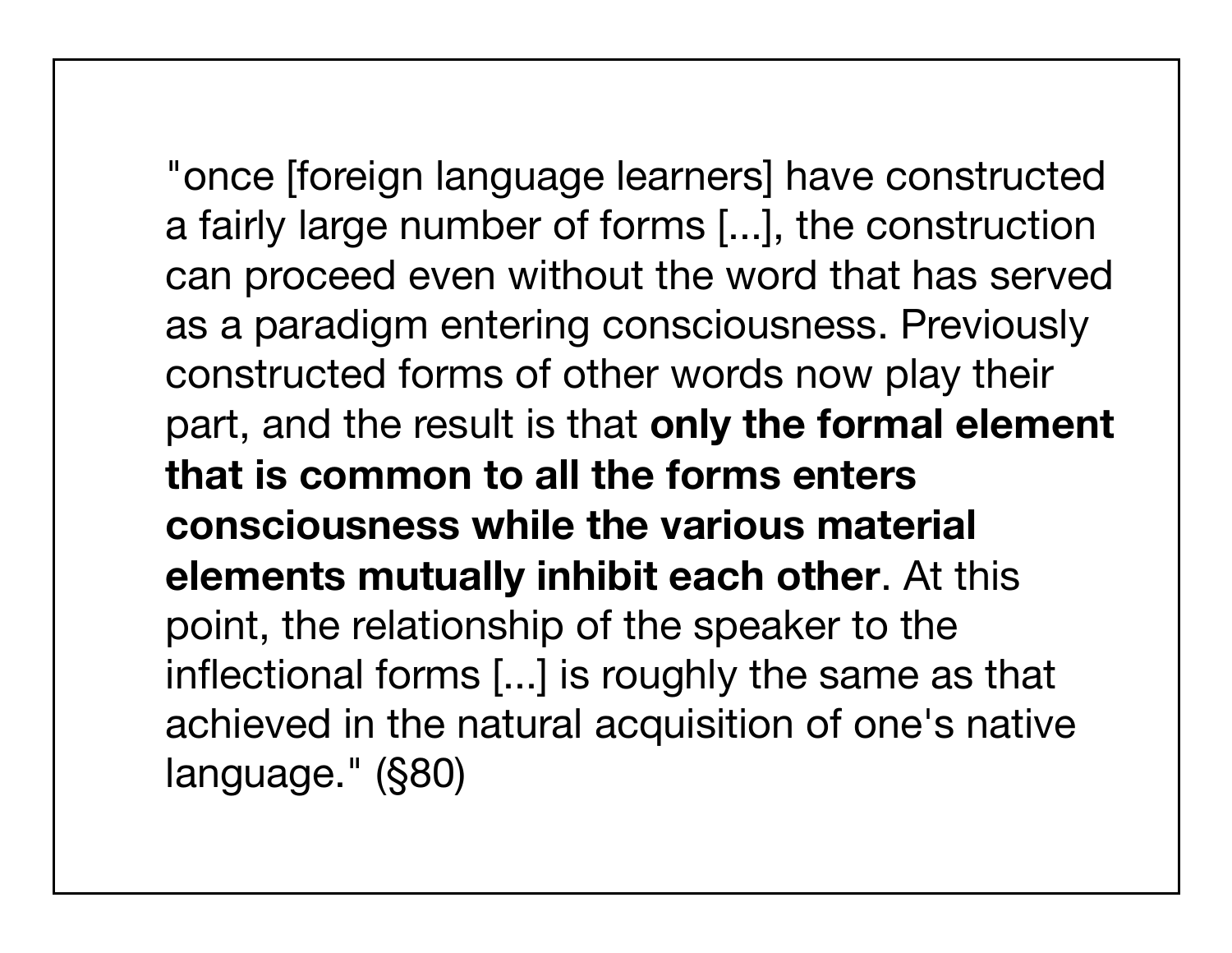"once [foreign language learners] have constructed a fairly large number of forms [...], the construction can proceed even without the word that has served as a paradigm entering consciousness. Previously constructed forms of other words now play their part, and the result is that **only the formal element that is common to all the forms enters consciousness while the various material elements mutually inhibit each other**. At this point, the relationship of the speaker to the inflectional forms [...] is roughly the same as that achieved in the natural acquisition of one's native language." (§80)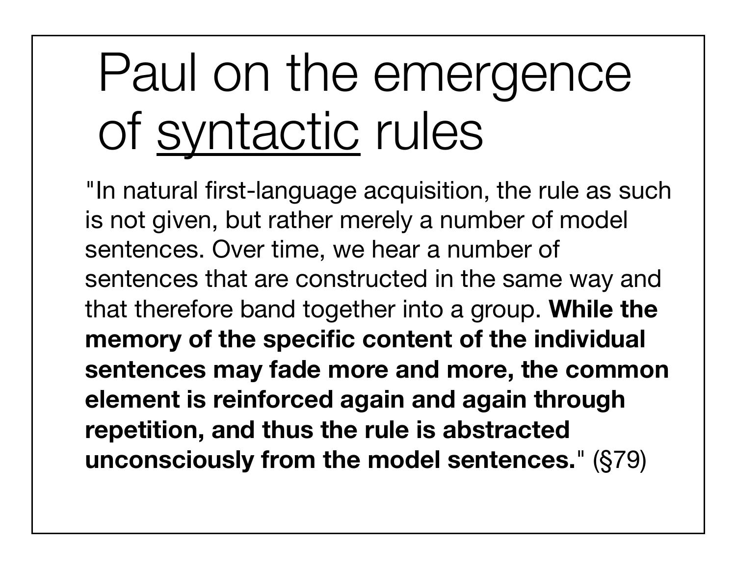# Paul on the emergence of <u>syntactic</u> rules

"In natural first-language acquisition, the rule as such is not given, but rather merely a number of model sentences. Over time, we hear a number of sentences that are constructed in the same way and that therefore band together into a group. **While the memory of the specific content of the individual sentences may fade more and more, the common element is reinforced again and again through repetition, and thus the rule is abstracted unconsciously from the model sentences.**" (§79)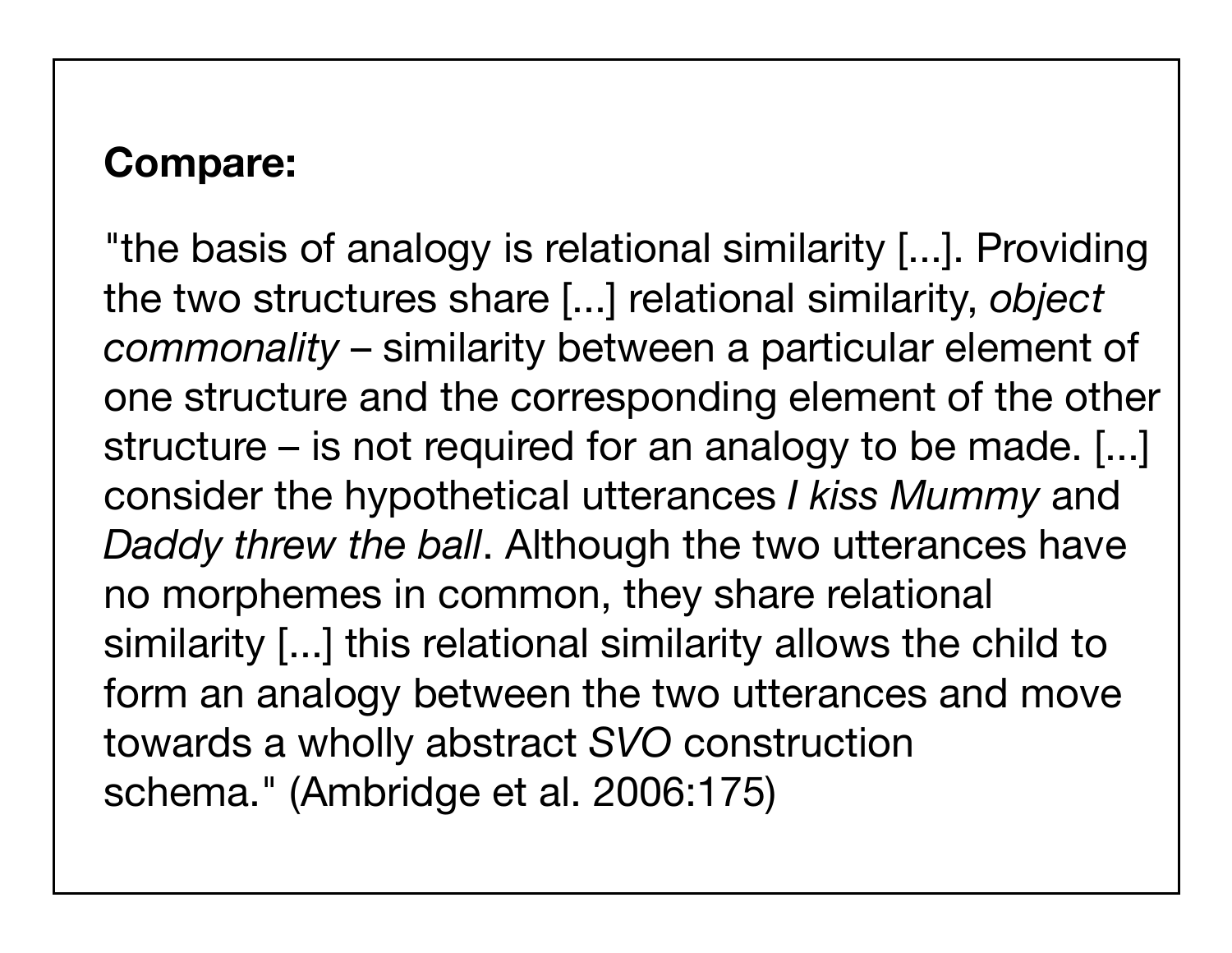**Compare:**

"the basis of analogy is relational similarity [...]. Providing the two structures share [...] relational similarity, *object commonality* – similarity between a particular element of one structure and the corresponding element of the other structure – is not required for an analogy to be made. [...] consider the hypothetical utterances *I kiss Mummy* and *Daddy threw the ball*. Although the two utterances have no morphemes in common, they share relational similarity [...] this relational similarity allows the child to form an analogy between the two utterances and move towards a wholly abstract *SVO* construction schema." (Ambridge et al. 2006:175)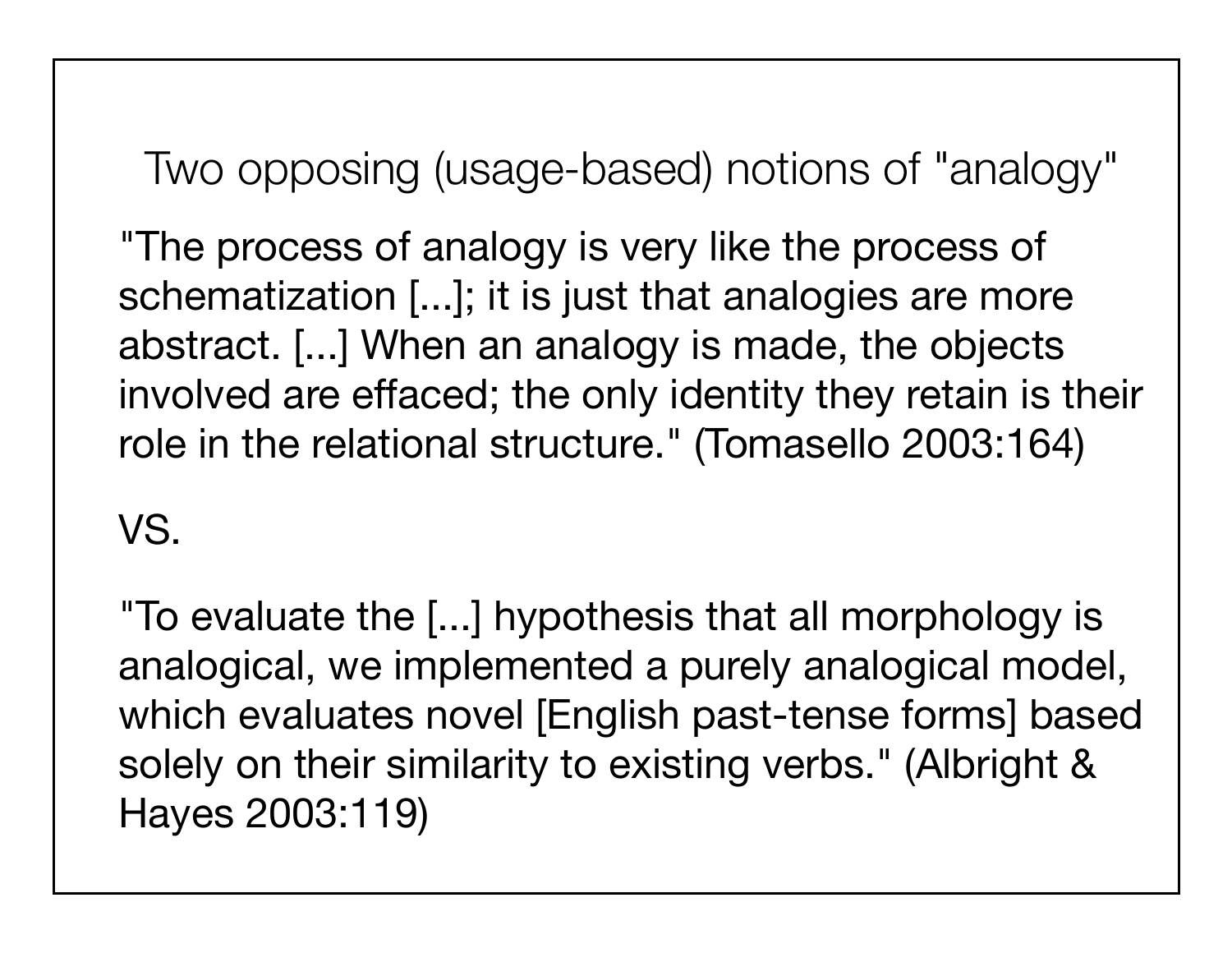## Two opposing (usage-based) notions of "analogy"

"The process of analogy is very like the process of schematization [...]; it is just that analogies are more abstract. [...] When an analogy is made, the objects involved are effaced; the only identity they retain is their role in the relational structure." (Tomasello 2003:164)

VS.

"To evaluate the [...] hypothesis that all morphology is analogical, we implemented a purely analogical model, which evaluates novel [English past-tense forms] based solely on their similarity to existing verbs." (Albright & Hayes 2003:119)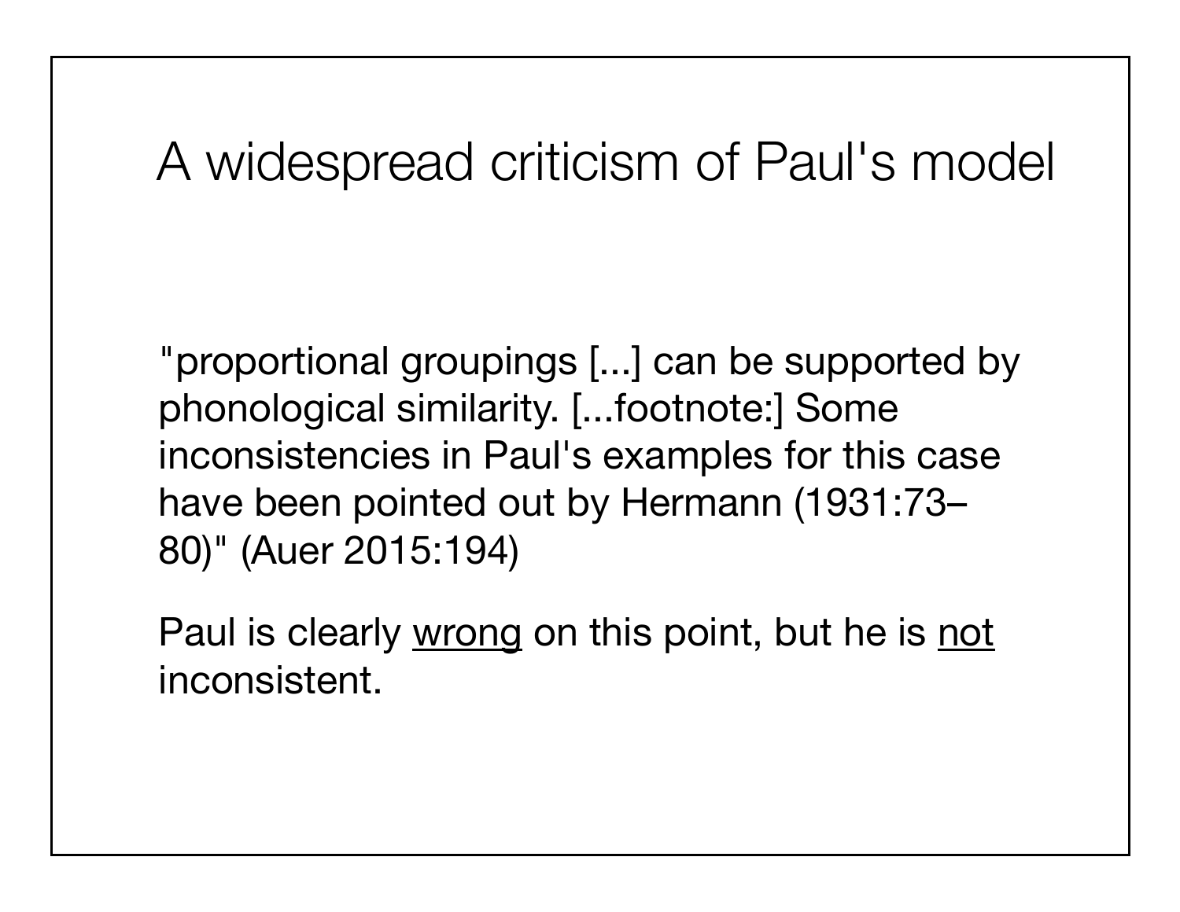# A widespread criticism of Paul's model

"proportional groupings [...] can be supported by phonological similarity. [...footnote:] Some inconsistencies in Paul's examples for this case have been pointed out by Hermann (1931:73–80)" (Auer 2015:194)

Paul is clearly <u>wrong</u> on this point, but he is <u>not</u> inconsistent.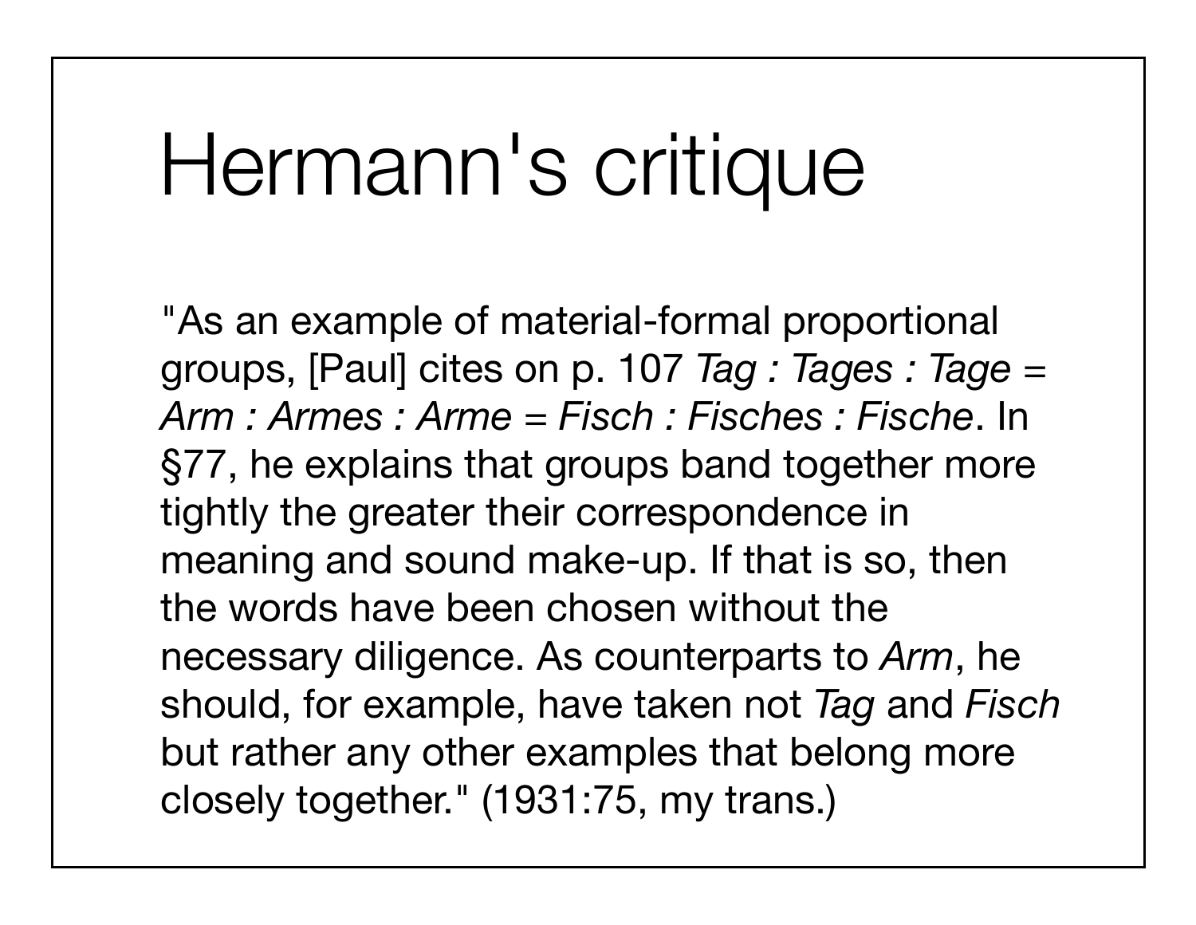# Hermann's critique

"As an example of material-formal proportional groups, [Paul] cites on p. 107 *Tag : Tages : Tage = Arm : Armes : Arme = Fisch : Fisches : Fische*. In §77, he explains that groups band together more tightly the greater their correspondence in meaning and sound make-up. If that is so, then the words have been chosen without the necessary diligence. As counterparts to *Arm*, he should, for example, have taken not *Tag* and *Fisch* but rather any other examples that belong more closely together." (1931:75, my trans.)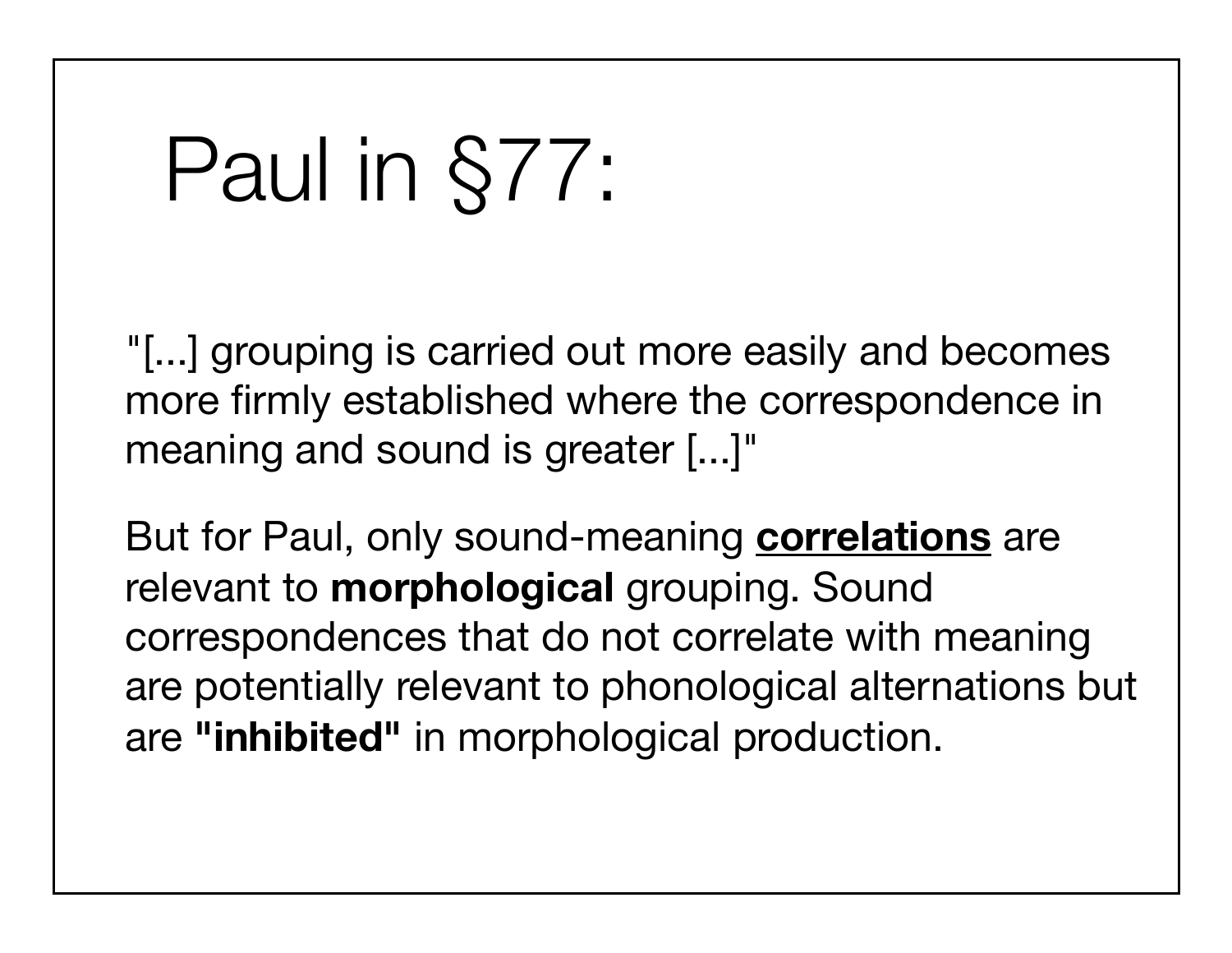# Paul in §77:

"[...] grouping is carried out more easily and becomes more firmly established where the correspondence in meaning and sound is greater [...]"

But for Paul, only sound-meaning **correlations** are relevant to **morphological** grouping. Sound correspondences that do not correlate with meaning are potentially relevant to phonological alternations but are **"inhibited"** in morphological production.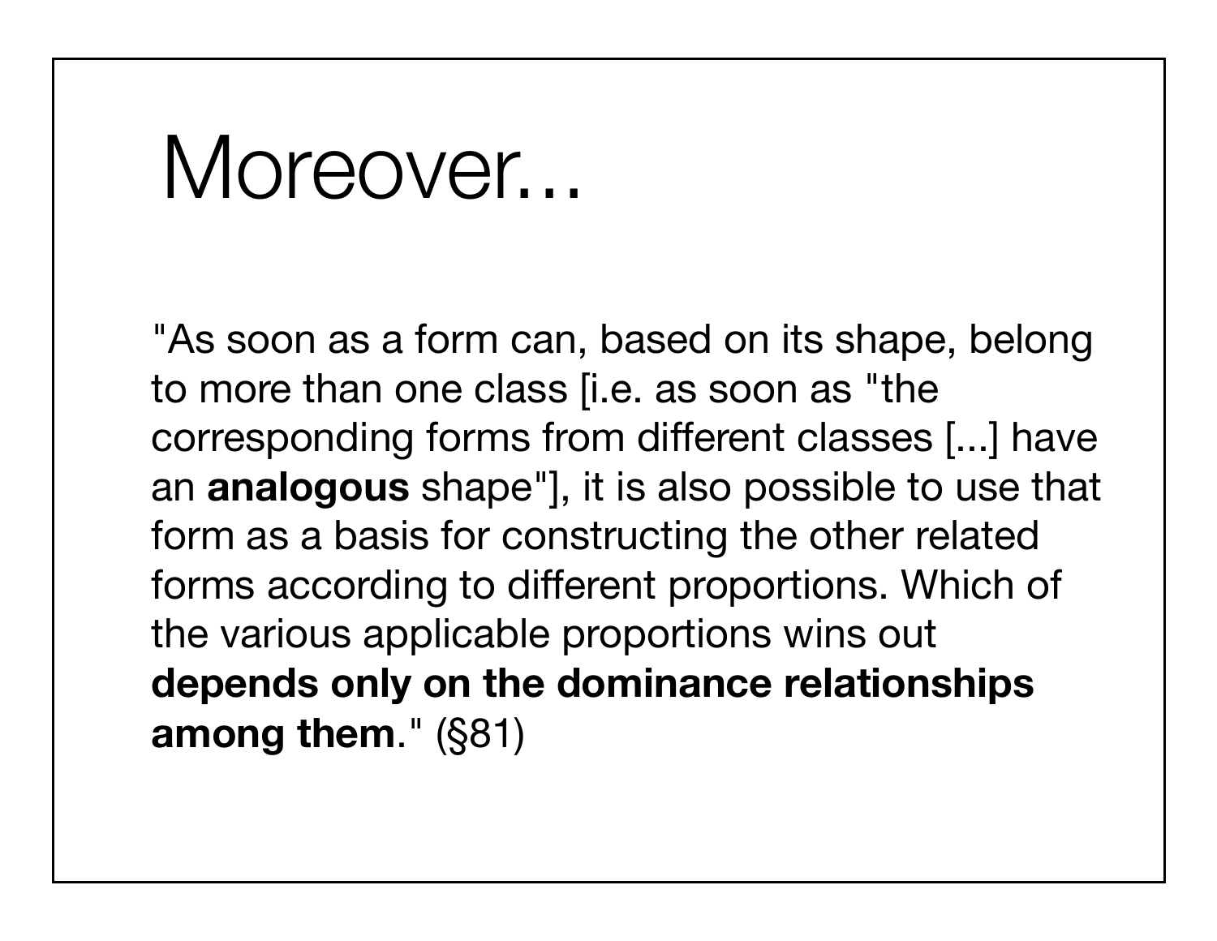# Moreover...

"As soon as a form can, based on its shape, belong to more than one class [i.e. as soon as "the corresponding forms from different classes [...] have an **analogous** shape"], it is also possible to use that form as a basis for constructing the other related forms according to different proportions. Which of the various applicable proportions wins out **depends only on the dominance relationships among them**." (§81)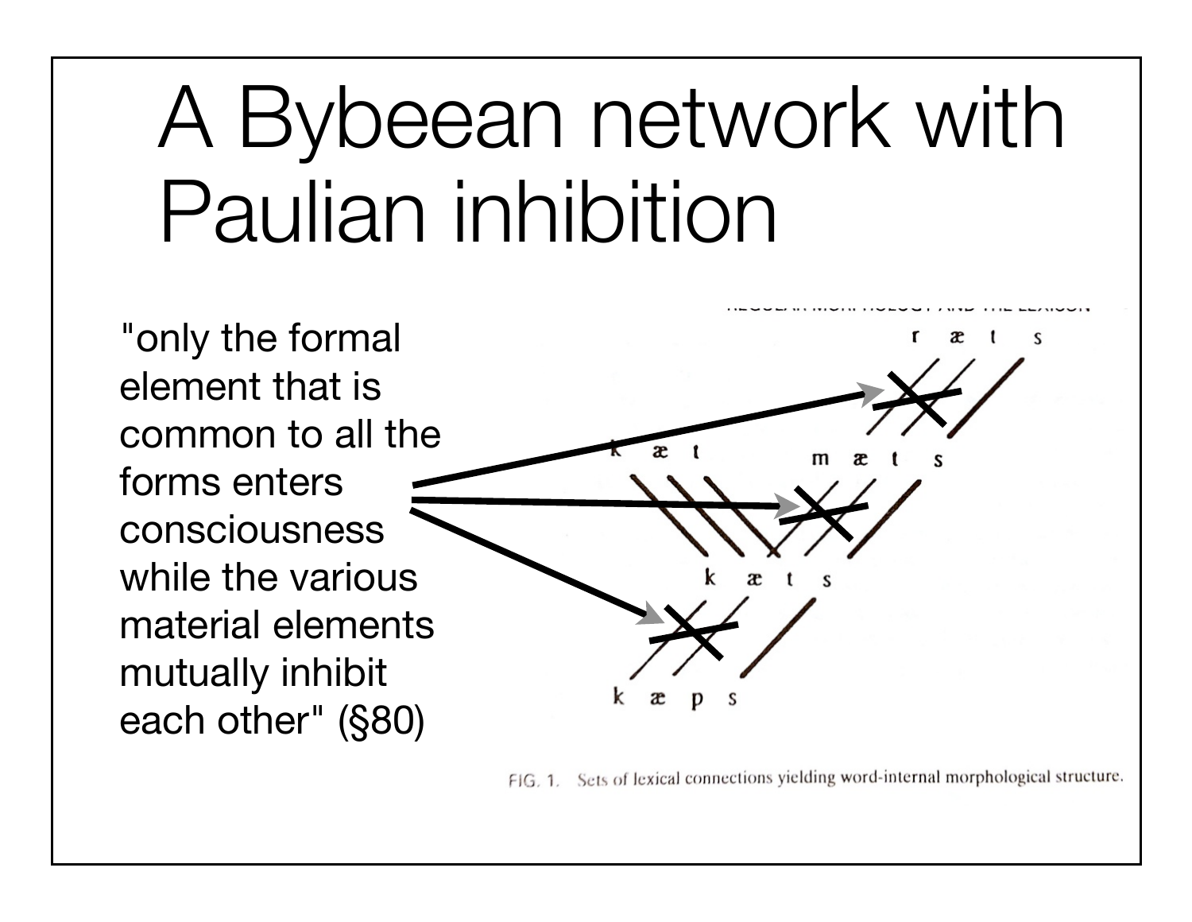# A Bybeean network with Paulian inhibition

"only the formal element that is common to all the forms enters consciousness while the various material elements mutually inhibit each other" (§80)

FIG. 1. Sets of lexical connections yielding word-internal morphological structure.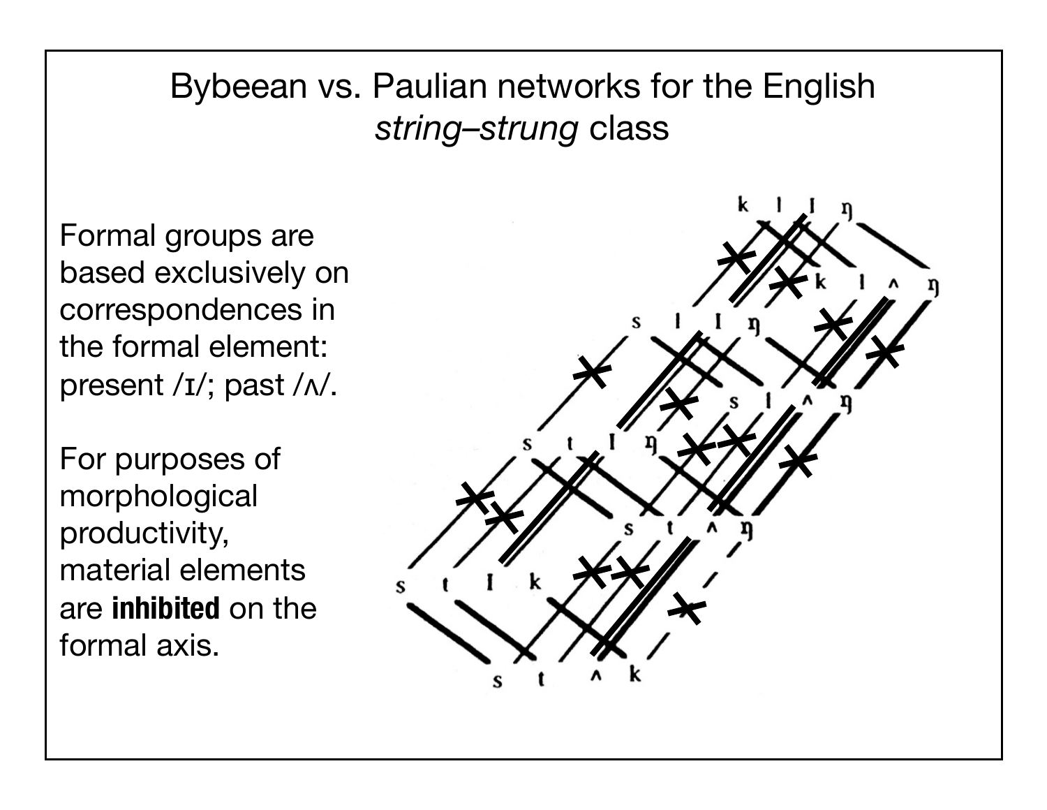# Bybeean vs. Paulian networks for the English *string–strung* class

Formal groups are based exclusively on correspondences in the formal element: present /ɪ/; past /ʌ/.

For purposes of morphological productivity, material elements are **inhibited** on the formal axis.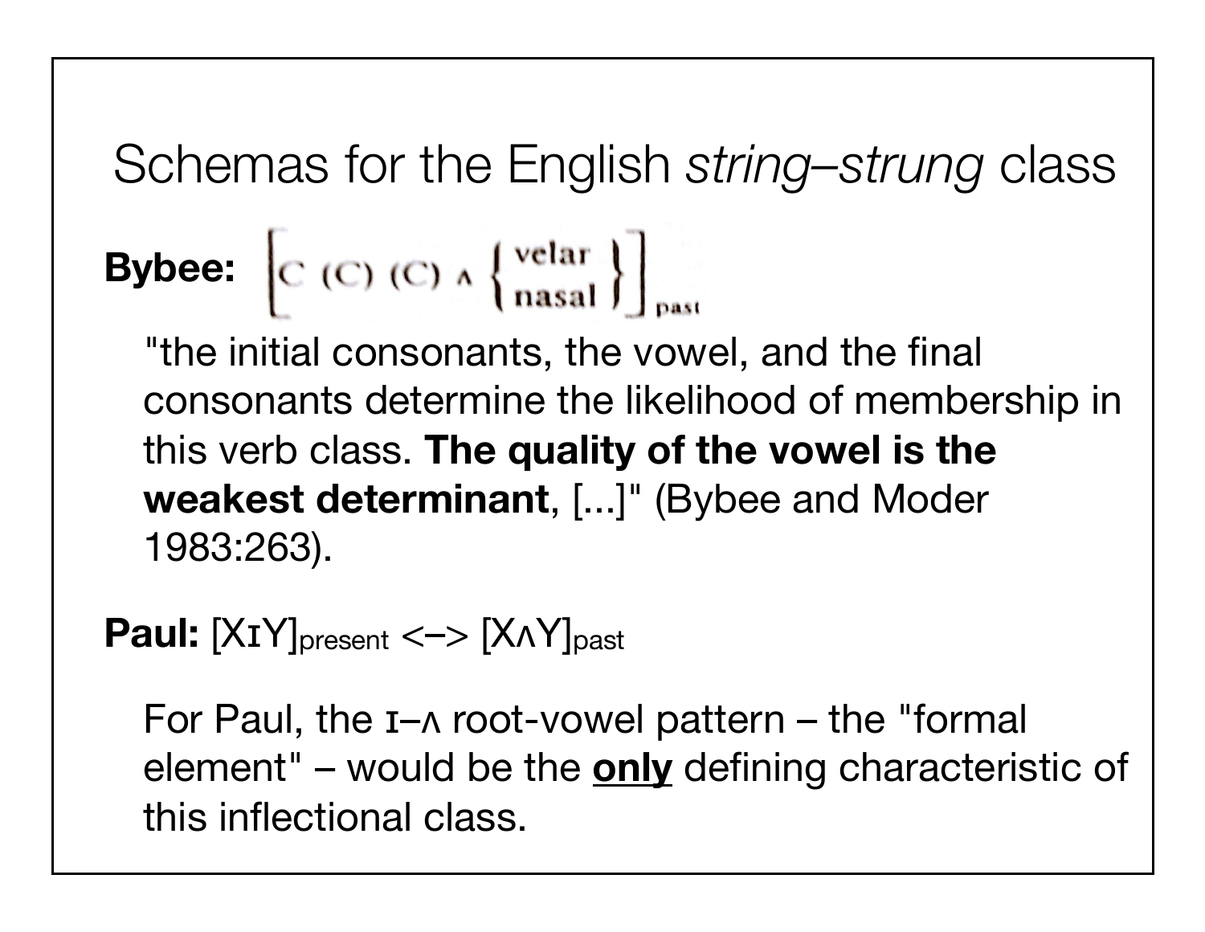# Schemas for the English *string–strung* class

**Bybee:** $\left[ \text{C (C) (C) ʌ} \begin{Bmatrix} \text{velar} \\ \text{nasal} \end{Bmatrix} \right]_{\text{past}}$

"the initial consonants, the vowel, and the final consonants determine the likelihood of membership in this verb class. **The quality of the vowel is the weakest determinant**, [...]" (Bybee and Moder 1983:263).

**Paul:** $[\text{XɪY}]_{\text{present}}$ <–> $[\text{XʌY}]_{\text{past}}$

For Paul, the ɪ–ʌ root-vowel pattern – the "formal element" – would be the **only** defining characteristic of this inflectional class.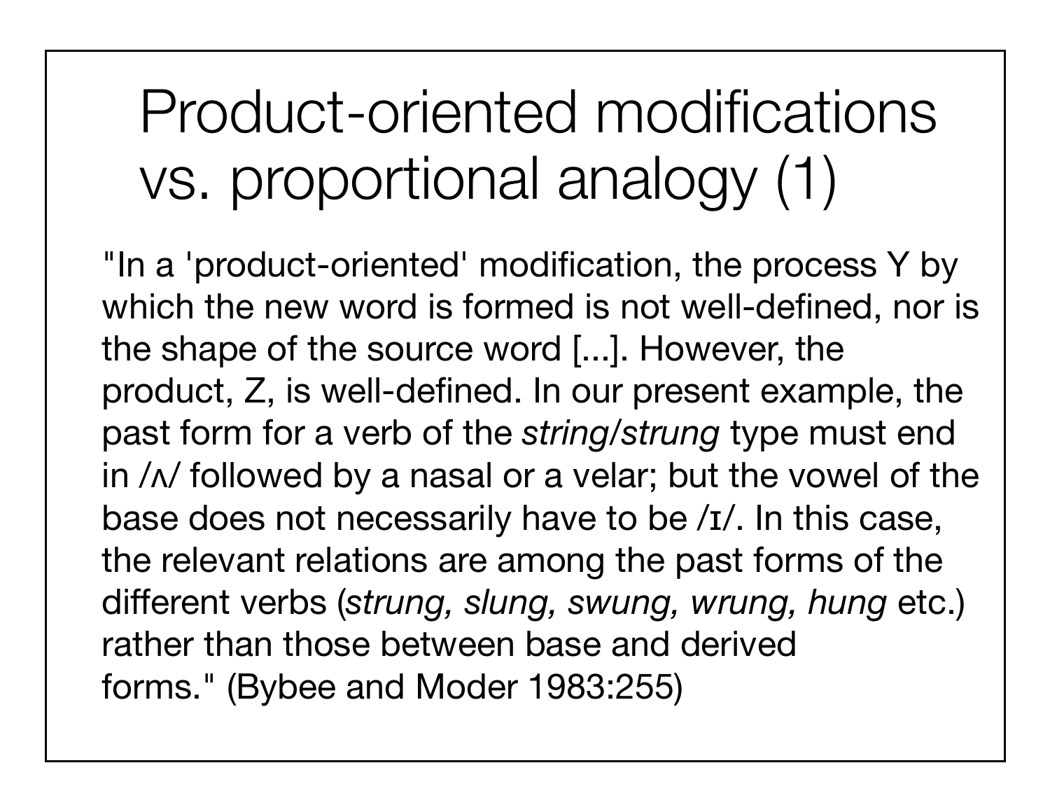# Product-oriented modifications vs. proportional analogy (1)

"In a 'product-oriented' modification, the process Y by which the new word is formed is not well-defined, nor is the shape of the source word [...]. However, the product, Z, is well-defined. In our present example, the past form for a verb of the *string/strung* type must end in /ʌ/ followed by a nasal or a velar; but the vowel of the base does not necessarily have to be /ɪ/. In this case, the relevant relations are among the past forms of the different verbs (*strung, slung, swung, wrung, hung* etc.) rather than those between base and derived forms." (Bybee and Moder 1983:255)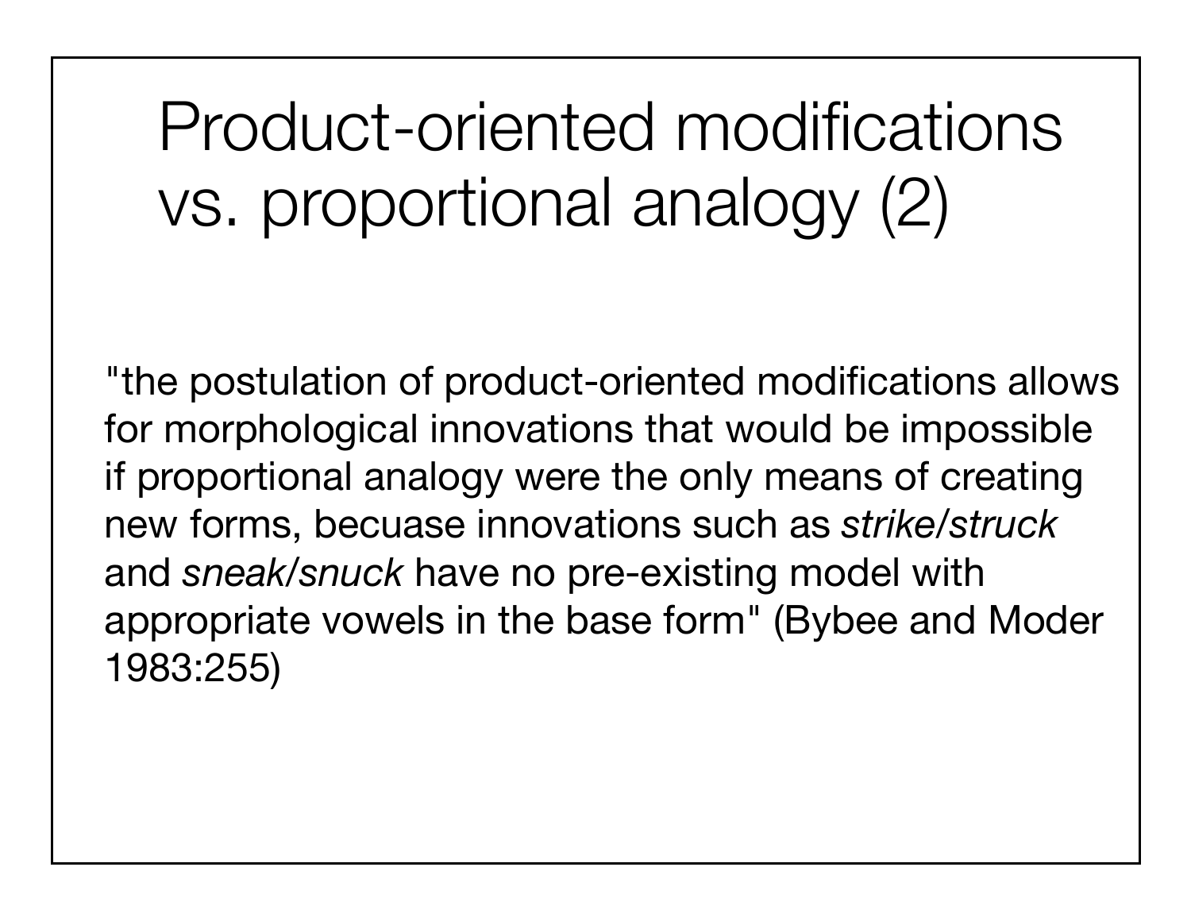# Product-oriented modifications vs. proportional analogy (2)

"the postulation of product-oriented modifications allows for morphological innovations that would be impossible if proportional analogy were the only means of creating new forms, becuase innovations such as *strike/struck* and *sneak/snuck* have no pre-existing model with appropriate vowels in the base form" (Bybee and Moder 1983:255)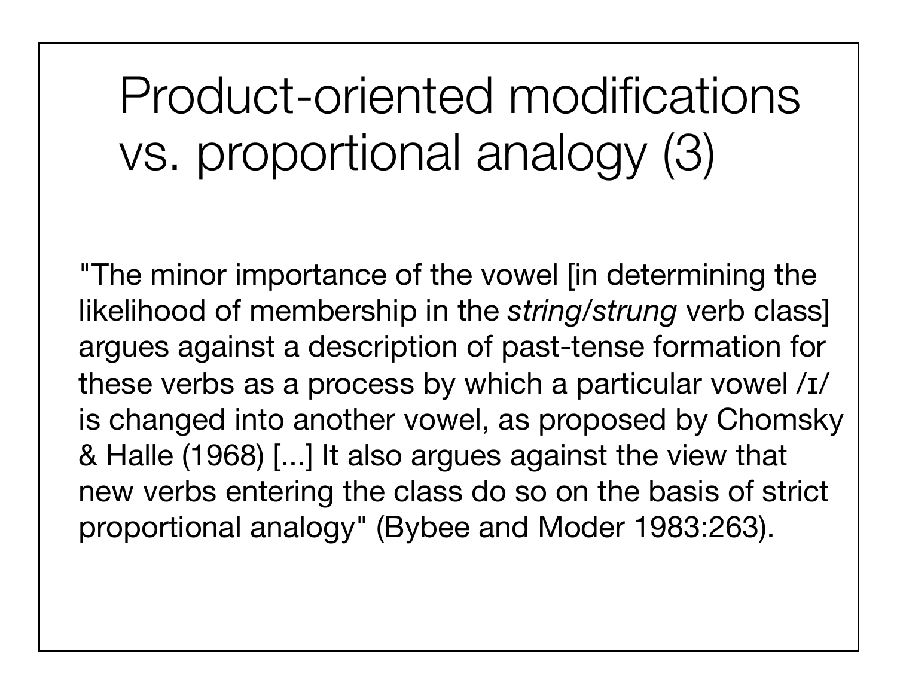# Product-oriented modifications vs. proportional analogy (3)

"The minor importance of the vowel [in determining the likelihood of membership in the *string*/*strung* verb class] argues against a description of past-tense formation for these verbs as a process by which a particular vowel /ɪ/ is changed into another vowel, as proposed by Chomsky & Halle (1968) [...] It also argues against the view that new verbs entering the class do so on the basis of strict proportional analogy" (Bybee and Moder 1983:263).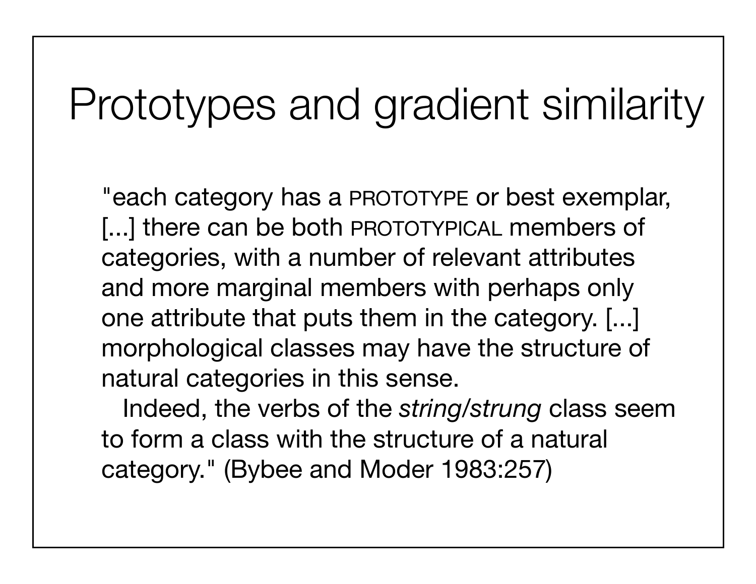# Prototypes and gradient similarity

"each category has a PROTOTYPE or best exemplar, [...] there can be both PROTOTYPICAL members of categories, with a number of relevant attributes and more marginal members with perhaps only one attribute that puts them in the category. [...] morphological classes may have the structure of natural categories in this sense.

Indeed, the verbs of the *string/strung* class seem to form a class with the structure of a natural category." (Bybee and Moder 1983:257)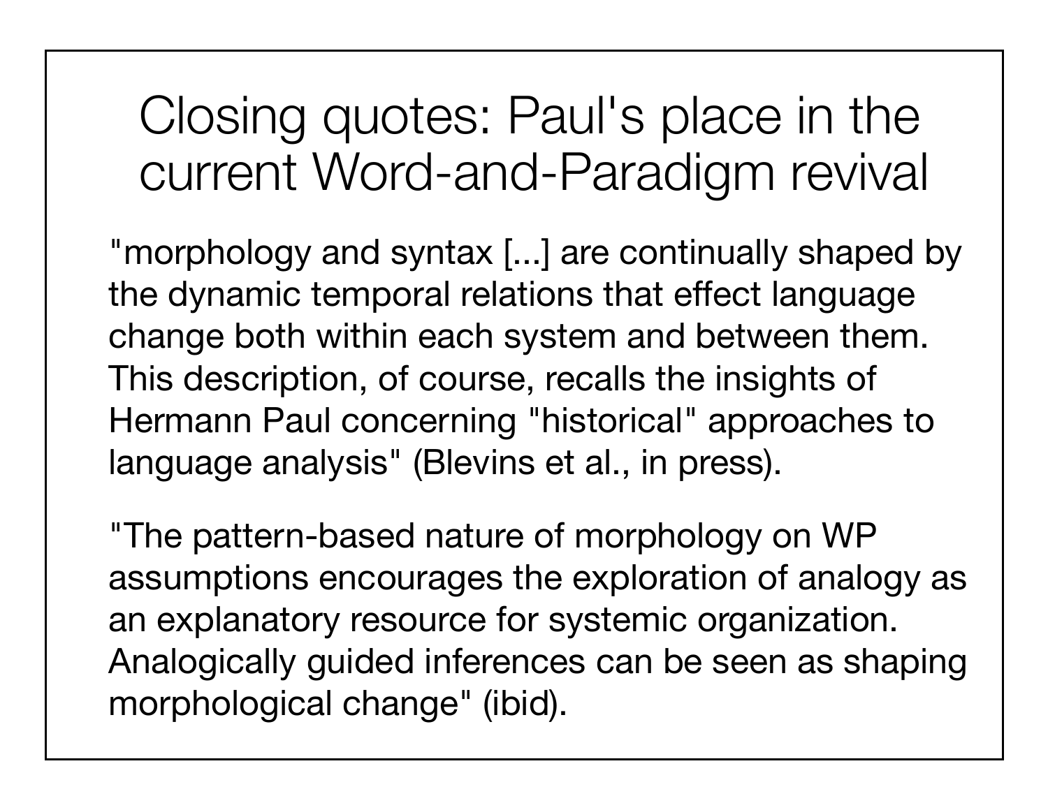# Closing quotes: Paul's place in the current Word-and-Paradigm revival

"morphology and syntax [...] are continually shaped by the dynamic temporal relations that effect language change both within each system and between them. This description, of course, recalls the insights of Hermann Paul concerning "historical" approaches to language analysis" (Blevins et al., in press).

"The pattern-based nature of morphology on WP assumptions encourages the exploration of analogy as an explanatory resource for systemic organization. Analogically guided inferences can be seen as shaping morphological change" (ibid).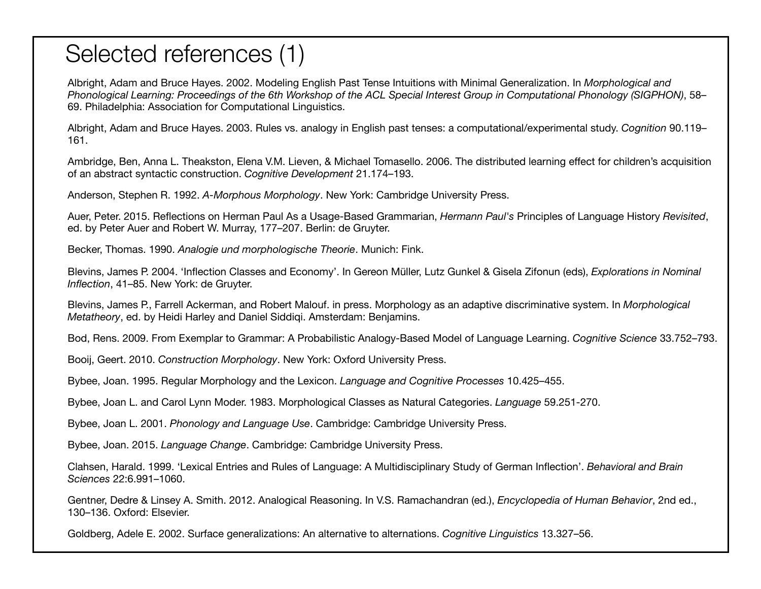# Selected references (1)

Albright, Adam and Bruce Hayes. 2002. Modeling English Past Tense Intuitions with Minimal Generalization. In *Morphological and Phonological Learning: Proceedings of the 6th Workshop of the ACL Special Interest Group in Computational Phonology (SIGPHON)*, 58–69. Philadelphia: Association for Computational Linguistics.

Albright, Adam and Bruce Hayes. 2003. Rules vs. analogy in English past tenses: a computational/experimental study. *Cognition* 90.119–161.

Ambridge, Ben, Anna L. Theakston, Elena V.M. Lieven, & Michael Tomasello. 2006. The distributed learning effect for children's acquisition of an abstract syntactic construction. *Cognitive Development* 21.174–193.

Anderson, Stephen R. 1992. *A-Morphous Morphology*. New York: Cambridge University Press.

Auer, Peter. 2015. Reflections on Herman Paul As a Usage-Based Grammarian, *Hermann Paul's* Principles of Language History *Revisited*, ed. by Peter Auer and Robert W. Murray, 177–207. Berlin: de Gruyter.

Becker, Thomas. 1990. *Analogie und morphologische Theorie*. Munich: Fink.

Blevins, James P. 2004. 'Inflection Classes and Economy'. In Gereon Müller, Lutz Gunkel & Gisela Zifonun (eds), *Explorations in Nominal Inflection*, 41–85. New York: de Gruyter.

Blevins, James P., Farrell Ackerman, and Robert Malouf. in press. Morphology as an adaptive discriminative system. In *Morphological Metatheory*, ed. by Heidi Harley and Daniel Siddiqi. Amsterdam: Benjamins.

Bod, Rens. 2009. From Exemplar to Grammar: A Probabilistic Analogy-Based Model of Language Learning. *Cognitive Science* 33.752–793.

Booij, Geert. 2010. *Construction Morphology*. New York: Oxford University Press.

Bybee, Joan. 1995. Regular Morphology and the Lexicon. *Language and Cognitive Processes* 10.425–455.

Bybee, Joan L. and Carol Lynn Moder. 1983. Morphological Classes as Natural Categories. *Language* 59.251-270.

Bybee, Joan L. 2001. *Phonology and Language Use*. Cambridge: Cambridge University Press.

Bybee, Joan. 2015. *Language Change*. Cambridge: Cambridge University Press.

Clahsen, Harald. 1999. 'Lexical Entries and Rules of Language: A Multidisciplinary Study of German Inflection'. *Behavioral and Brain Sciences* 22:6.991–1060.

Gentner, Dedre & Linsey A. Smith. 2012. Analogical Reasoning. In V.S. Ramachandran (ed.), *Encyclopedia of Human Behavior*, 2nd ed., 130–136. Oxford: Elsevier.

Goldberg, Adele E. 2002. Surface generalizations: An alternative to alternations. *Cognitive Linguistics* 13.327–56.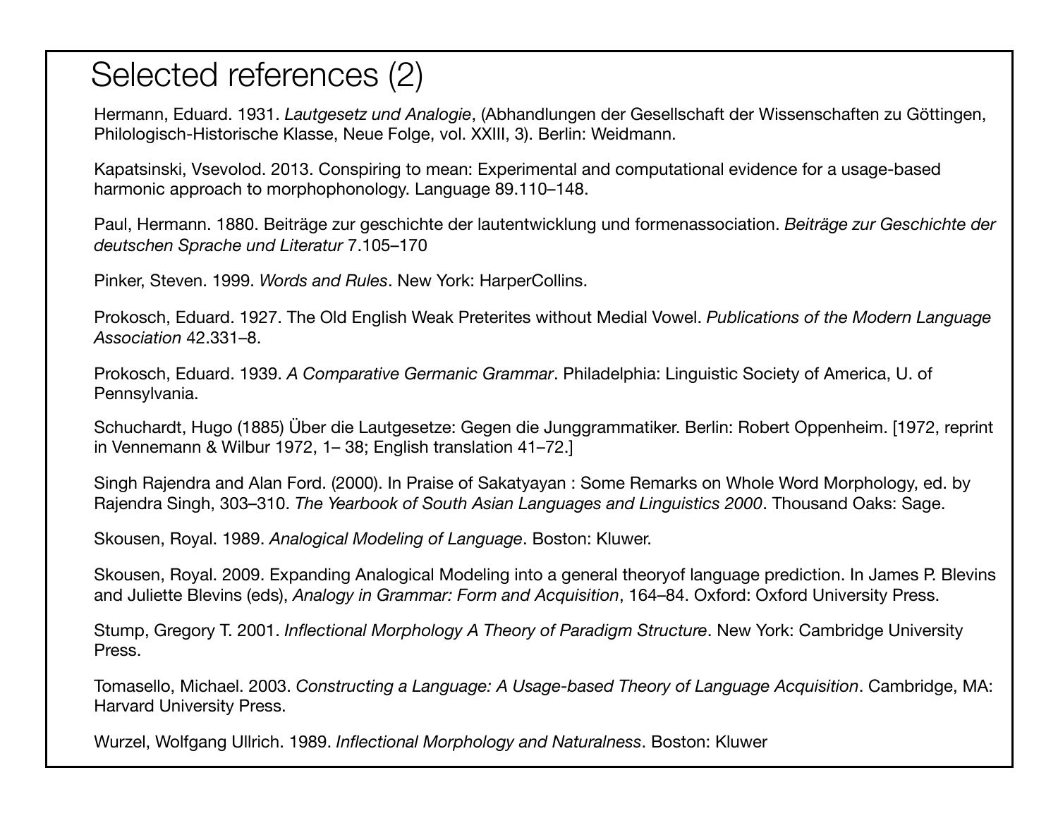# Selected references (2)

Hermann, Eduard. 1931. *Lautgesetz und Analogie*, (Abhandlungen der Gesellschaft der Wissenschaften zu Göttingen, Philologisch-Historische Klasse, Neue Folge, vol. XXIII, 3). Berlin: Weidmann.

Kapatsinski, Vsevolod. 2013. Conspiring to mean: Experimental and computational evidence for a usage-based harmonic approach to morphophonology. Language 89.110–148.

Paul, Hermann. 1880. Beiträge zur geschichte der lautentwicklung und formenassociation. *Beiträge zur Geschichte der deutschen Sprache und Literatur* 7.105–170

Pinker, Steven. 1999. *Words and Rules*. New York: HarperCollins.

Prokosch, Eduard. 1927. The Old English Weak Preterites without Medial Vowel. *Publications of the Modern Language Association* 42.331–8.

Prokosch, Eduard. 1939. *A Comparative Germanic Grammar*. Philadelphia: Linguistic Society of America, U. of Pennsylvania.

Schuchardt, Hugo (1885) Über die Lautgesetze: Gegen die Junggrammatiker. Berlin: Robert Oppenheim. [1972, reprint in Vennemann & Wilbur 1972, 1– 38; English translation 41–72.]

Singh Rajendra and Alan Ford. (2000). In Praise of Sakatyayan : Some Remarks on Whole Word Morphology, ed. by Rajendra Singh, 303–310. *The Yearbook of South Asian Languages and Linguistics 2000*. Thousand Oaks: Sage.

Skousen, Royal. 1989. *Analogical Modeling of Language*. Boston: Kluwer.

Skousen, Royal. 2009. Expanding Analogical Modeling into a general theoryof language prediction. In James P. Blevins and Juliette Blevins (eds), *Analogy in Grammar: Form and Acquisition*, 164–84. Oxford: Oxford University Press.

Stump, Gregory T. 2001. *Inflectional Morphology A Theory of Paradigm Structure*. New York: Cambridge University Press.

Tomasello, Michael. 2003. *Constructing a Language: A Usage-based Theory of Language Acquisition*. Cambridge, MA: Harvard University Press.

Wurzel, Wolfgang Ullrich. 1989. *Inflectional Morphology and Naturalness*. Boston: Kluwer